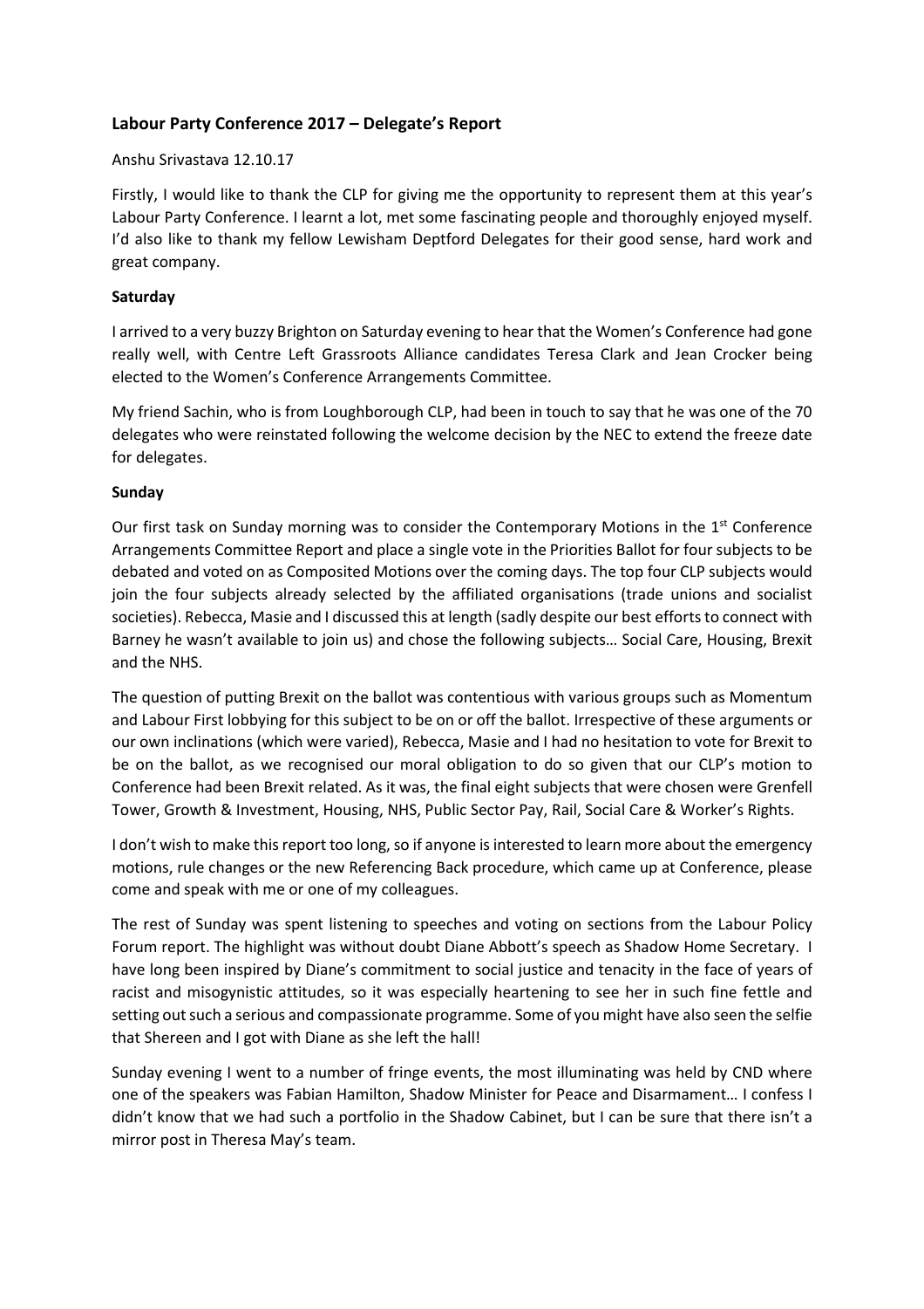## Labour Party Conference 2017 – Delegate's Report

Anshu Srivastava 12.10.17

Firstly, I would like to thank the CLP for giving me the opportunity to represent them at this year's Labour Party Conference. I learnt a lot, met some fascinating people and thoroughly enjoyed myself. I'd also like to thank my fellow Lewisham Deptford Delegates for their good sense, hard work and great company.

**Saturday**

I arrived to a very buzzy Brighton on Saturday evening to hear that the Women's Conference had gone really well, with Centre Left Grassroots Alliance candidates Teresa Clark and Jean Crocker being elected to the Women's Conference Arrangements Committee.

My friend Sachin, who is from Loughborough CLP, had been in touch to say that he was one of the 70 delegates who were reinstated following the welcome decision by the NEC to extend the freeze date for delegates.

**Sunday**

Our first task on Sunday morning was to consider the Contemporary Motions in the 1st Conference Arrangements Committee Report and place a single vote in the Priorities Ballot for four subjects to be debated and voted on as Composited Motions over the coming days. The top four CLP subjects would join the four subjects already selected by the affiliated organisations (trade unions and socialist societies). Rebecca, Masie and I discussed this at length (sadly despite our best efforts to connect with Barney he wasn't available to join us) and chose the following subjects… Social Care, Housing, Brexit and the NHS.

The question of putting Brexit on the ballot was contentious with various groups such as Momentum and Labour First lobbying for this subject to be on or off the ballot. Irrespective of these arguments or our own inclinations (which were varied), Rebecca, Masie and I had no hesitation to vote for Brexit to be on the ballot, as we recognised our moral obligation to do so given that our CLP's motion to Conference had been Brexit related. As it was, the final eight subjects that were chosen were Grenfell Tower, Growth & Investment, Housing, NHS, Public Sector Pay, Rail, Social Care & Worker's Rights.

I don't wish to make this report too long, so if anyone is interested to learn more about the emergency motions, rule changes or the new Referencing Back procedure, which came up at Conference, please come and speak with me or one of my colleagues.

The rest of Sunday was spent listening to speeches and voting on sections from the Labour Policy Forum report. The highlight was without doubt Diane Abbott's speech as Shadow Home Secretary. I have long been inspired by Diane's commitment to social justice and tenacity in the face of years of racist and misogynistic attitudes, so it was especially heartening to see her in such fine fettle and setting out such a serious and compassionate programme. Some of you might have also seen the selfie that Shereen and I got with Diane as she left the hall!

Sunday evening I went to a number of fringe events, the most illuminating was held by CND where one of the speakers was Fabian Hamilton, Shadow Minister for Peace and Disarmament… I confess I didn't know that we had such a portfolio in the Shadow Cabinet, but I can be sure that there isn't a mirror post in Theresa May's team.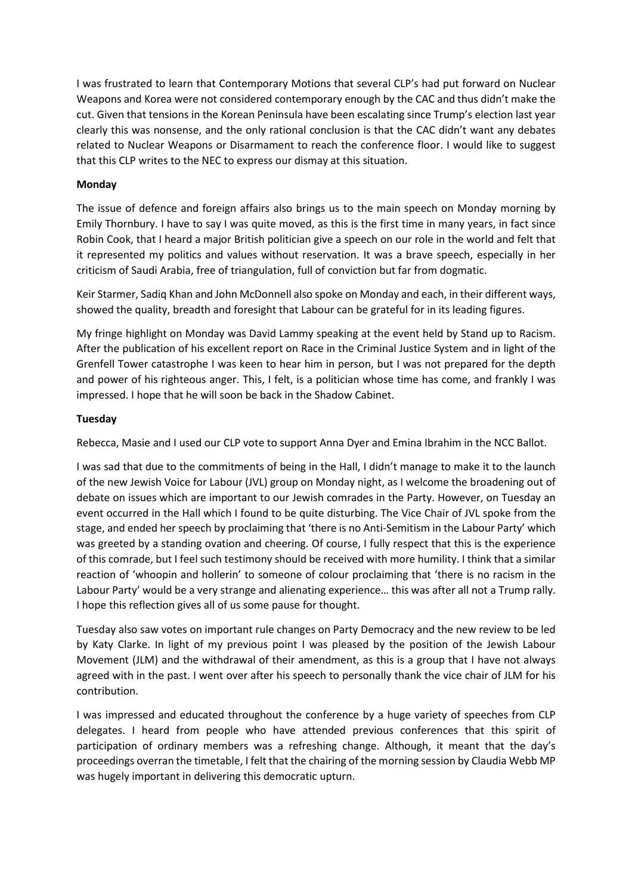I was frustrated to learn that Contemporary Motions that several CLP's had put forward on Nuclear Weapons and Korea were not considered contemporary enough by the CAC and thus didn't make the cut. Given that tensions in the Korean Peninsula have been escalating since Trump's election last year clearly this was nonsense, and the only rational conclusion is that the CAC didn't want any debates related to Nuclear Weapons or Disarmament to reach the conference floor. I would like to suggest that this CLP writes to the NEC to express our dismay at this situation.

**Monday**

The issue of defence and foreign affairs also brings us to the main speech on Monday morning by Emily Thornbury. I have to say I was quite moved, as this is the first time in many years, in fact since Robin Cook, that I heard a major British politician give a speech on our role in the world and felt that it represented my politics and values without reservation. It was a brave speech, especially in her criticism of Saudi Arabia, free of triangulation, full of conviction but far from dogmatic.

Keir Starmer, Sadiq Khan and John McDonnell also spoke on Monday and each, in their different ways, showed the quality, breadth and foresight that Labour can be grateful for in its leading figures.

My fringe highlight on Monday was David Lammy speaking at the event held by Stand up to Racism. After the publication of his excellent report on Race in the Criminal Justice System and in light of the Grenfell Tower catastrophe I was keen to hear him in person, but I was not prepared for the depth and power of his righteous anger. This, I felt, is a politician whose time has come, and frankly I was impressed. I hope that he will soon be back in the Shadow Cabinet.

**Tuesday**

Rebecca, Masie and I used our CLP vote to support Anna Dyer and Emina Ibrahim in the NCC Ballot.

I was sad that due to the commitments of being in the Hall, I didn't manage to make it to the launch of the new Jewish Voice for Labour (JVL) group on Monday night, as I welcome the broadening out of debate on issues which are important to our Jewish comrades in the Party. However, on Tuesday an event occurred in the Hall which I found to be quite disturbing. The Vice Chair of JVL spoke from the stage, and ended her speech by proclaiming that 'there is no Anti-Semitism in the Labour Party' which was greeted by a standing ovation and cheering. Of course, I fully respect that this is the experience of this comrade, but I feel such testimony should be received with more humility. I think that a similar reaction of 'whoopin and hollerin' to someone of colour proclaiming that 'there is no racism in the Labour Party' would be a very strange and alienating experience… this was after all not a Trump rally. I hope this reflection gives all of us some pause for thought.

Tuesday also saw votes on important rule changes on Party Democracy and the new review to be led by Katy Clarke. In light of my previous point I was pleased by the position of the Jewish Labour Movement (JLM) and the withdrawal of their amendment, as this is a group that I have not always agreed with in the past. I went over after his speech to personally thank the vice chair of JLM for his contribution.

I was impressed and educated throughout the conference by a huge variety of speeches from CLP delegates. I heard from people who have attended previous conferences that this spirit of participation of ordinary members was a refreshing change. Although, it meant that the day's proceedings overran the timetable, I felt that the chairing of the morning session by Claudia Webb MP was hugely important in delivering this democratic upturn.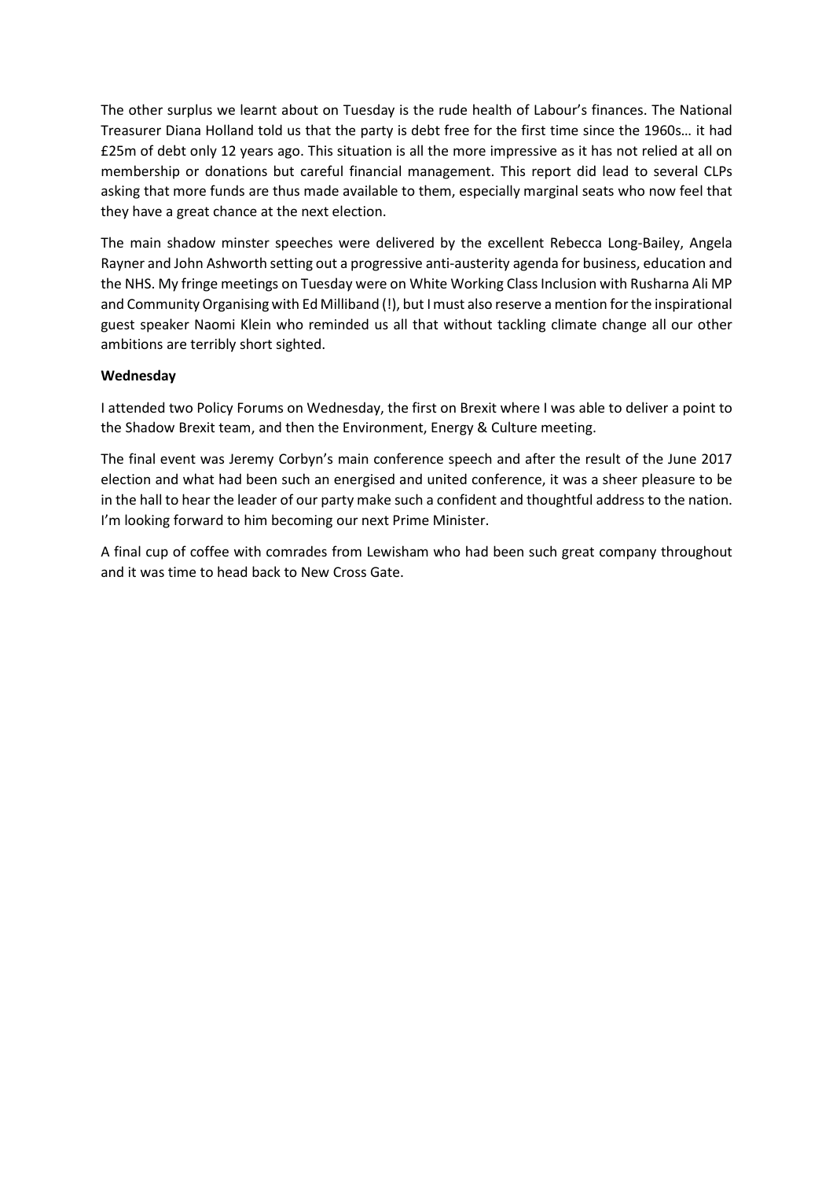The other surplus we learnt about on Tuesday is the rude health of Labour's finances. The National Treasurer Diana Holland told us that the party is debt free for the first time since the 1960s… it had £25m of debt only 12 years ago. This situation is all the more impressive as it has not relied at all on membership or donations but careful financial management. This report did lead to several CLPs asking that more funds are thus made available to them, especially marginal seats who now feel that they have a great chance at the next election.

The main shadow minster speeches were delivered by the excellent Rebecca Long-Bailey, Angela Rayner and John Ashworth setting out a progressive anti-austerity agenda for business, education and the NHS. My fringe meetings on Tuesday were on White Working Class Inclusion with Rusharna Ali MP and Community Organising with Ed Milliband (!), but I must also reserve a mention for the inspirational guest speaker Naomi Klein who reminded us all that without tackling climate change all our other ambitions are terribly short sighted.

**Wednesday**

I attended two Policy Forums on Wednesday, the first on Brexit where I was able to deliver a point to the Shadow Brexit team, and then the Environment, Energy & Culture meeting.

The final event was Jeremy Corbyn's main conference speech and after the result of the June 2017 election and what had been such an energised and united conference, it was a sheer pleasure to be in the hall to hear the leader of our party make such a confident and thoughtful address to the nation. I'm looking forward to him becoming our next Prime Minister.

A final cup of coffee with comrades from Lewisham who had been such great company throughout and it was time to head back to New Cross Gate.